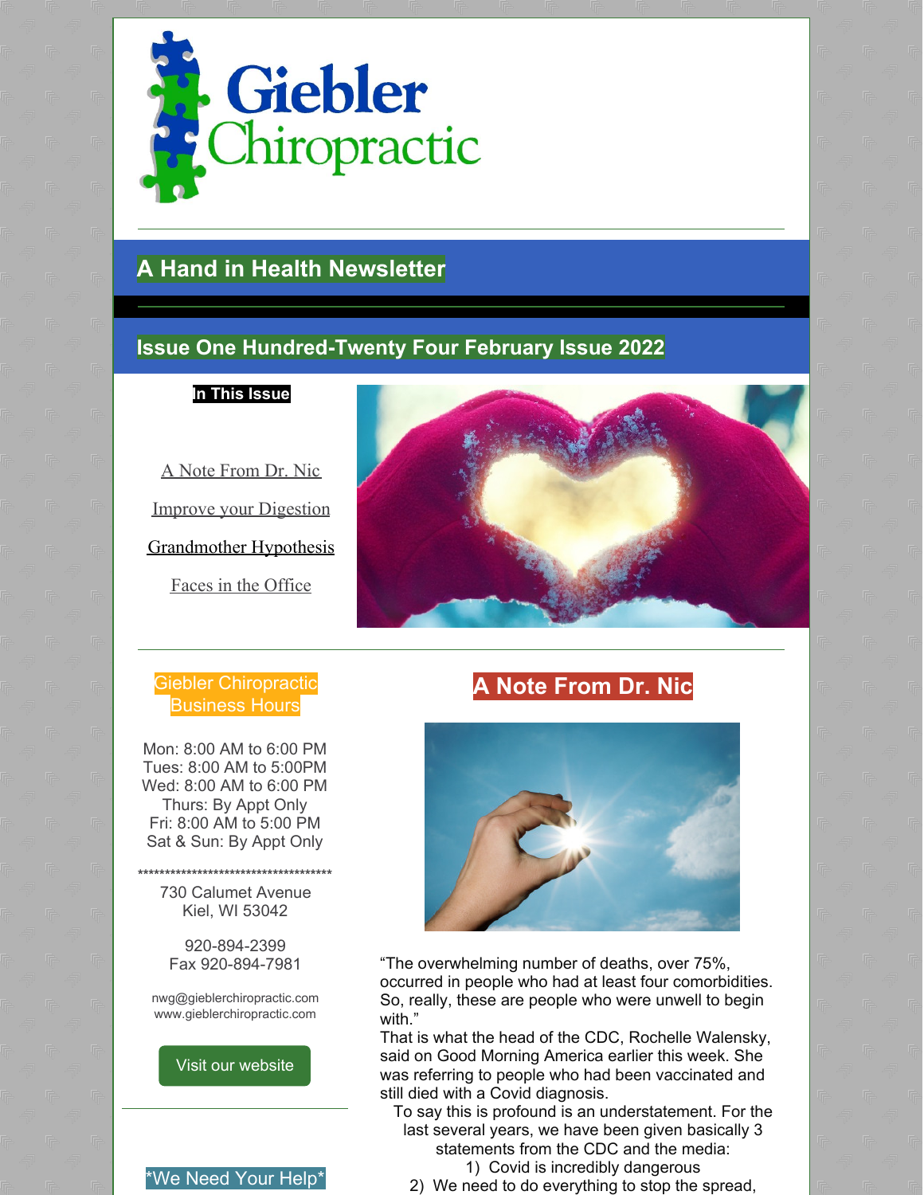# Giebler Chiropractic

## A Hand in Health Newsletter

## Issue One Hundred-Twenty Four February Issue 2022

**In This Issue**

A Note From Dr. Nic

Improve your Digestion

Grandmother Hypothesis

Faces in the Office

**Giebler Chiropractic Business Hours**

Mon: 8:00 AM to 6:00 PM
Tues: 8:00 AM to 5:00PM
Wed: 8:00 AM to 6:00 PM
Thurs: By Appt Only
Fri: 8:00 AM to 5:00 PM
Sat & Sun: By Appt Only

************************************

730 Calumet Avenue
Kiel, WI 53042

920-894-2399
Fax 920-894-7981

nwg@gieblerchiropractic.com
www.gieblerchiropractic.com

Visit our website

*We Need Your Help*

## A Note From Dr. Nic

"The overwhelming number of deaths, over 75%, occurred in people who had at least four comorbidities. So, really, these are people who were unwell to begin with."

That is what the head of the CDC, Rochelle Walensky, said on Good Morning America earlier this week. She was referring to people who had been vaccinated and still died with a Covid diagnosis.

To say this is profound is an understatement. For the last several years, we have been given basically 3 statements from the CDC and the media:

1) Covid is incredibly dangerous
2) We need to do everything to stop the spread,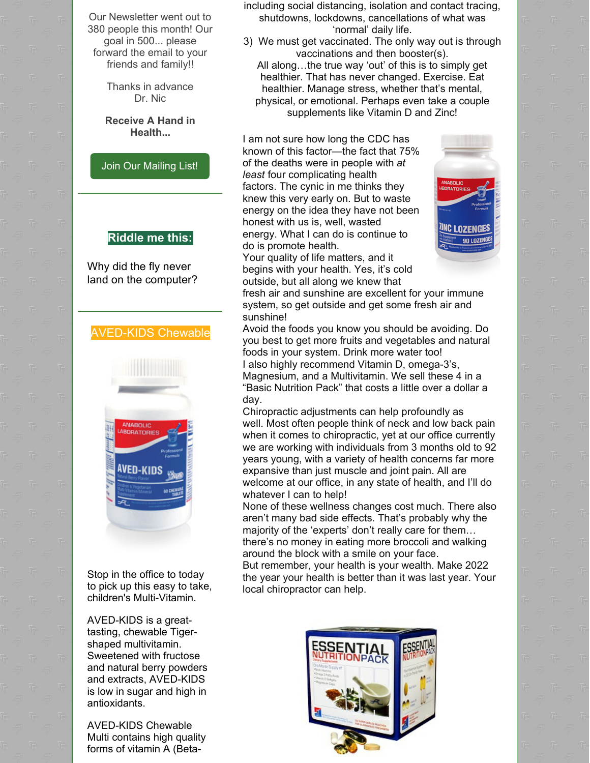Our Newsletter went out to 380 people this month! Our goal in 500... please forward the email to your friends and family!!

Thanks in advance
Dr. Nic

**Receive A Hand in Health...**

Join Our Mailing List!

**Riddle me this:**

Why did the fly never land on the computer?

AVED-KIDS Chewable

Stop in the office to today to pick up this easy to take, children's Multi-Vitamin.

AVED-KIDS is a great-tasting, chewable Tiger-shaped multivitamin. Sweetened with fructose and natural berry powders and extracts, AVED-KIDS is low in sugar and high in antioxidants.

AVED-KIDS Chewable Multi contains high quality forms of vitamin A (Beta-

including social distancing, isolation and contact tracing, shutdowns, lockdowns, cancellations of what was 'normal' daily life.

3) We must get vaccinated. The only way out is through vaccinations and then booster(s).

All along…the true way 'out' of this is to simply get healthier. That has never changed. Exercise. Eat healthier. Manage stress, whether that's mental, physical, or emotional. Perhaps even take a couple supplements like Vitamin D and Zinc!

I am not sure how long the CDC has known of this factor—the fact that 75% of the deaths were in people with *at least* four complicating health factors. The cynic in me thinks they knew this very early on. But to waste energy on the idea they have not been honest with us is, well, wasted energy. What I can do is continue to do is promote health.

Your quality of life matters, and it begins with your health. Yes, it's cold outside, but all along we knew that fresh air and sunshine are excellent for your immune system, so get outside and get some fresh air and sunshine!

Avoid the foods you know you should be avoiding. Do you best to get more fruits and vegetables and natural foods in your system. Drink more water too!

I also highly recommend Vitamin D, omega-3's, Magnesium, and a Multivitamin. We sell these 4 in a "Basic Nutrition Pack" that costs a little over a dollar a day.

Chiropractic adjustments can help profoundly as well. Most often people think of neck and low back pain when it comes to chiropractic, yet at our office currently we are working with individuals from 3 months old to 92 years young, with a variety of health concerns far more expansive than just muscle and joint pain. All are welcome at our office, in any state of health, and I'll do whatever I can to help!

None of these wellness changes cost much. There also aren't many bad side effects. That's probably why the majority of the 'experts' don't really care for them… there's no money in eating more broccoli and walking around the block with a smile on your face.

But remember, your health is your wealth. Make 2022 the year your health is better than it was last year. Your local chiropractor can help.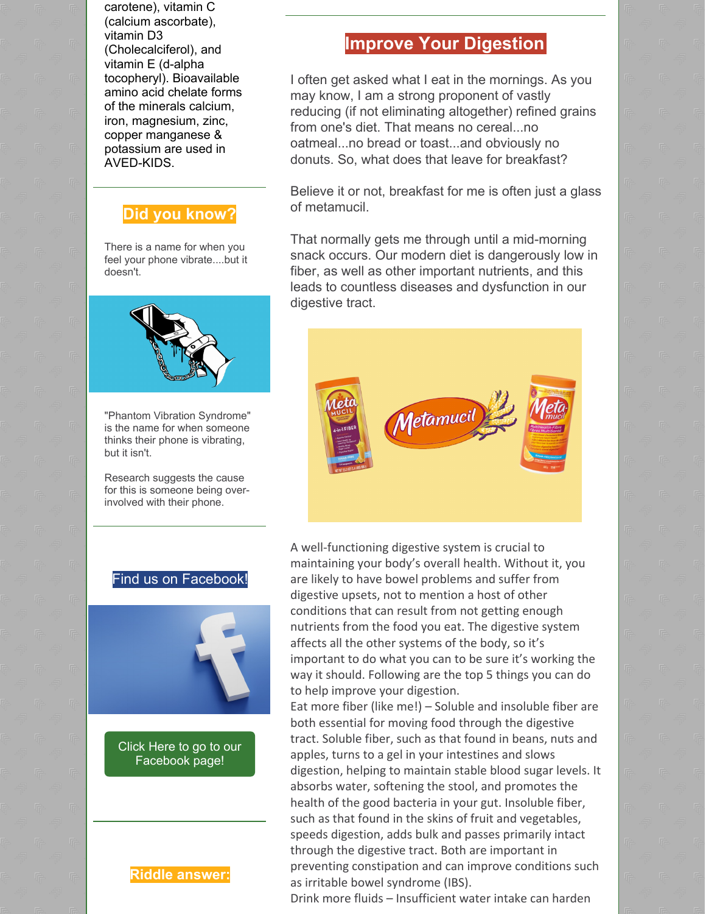carotene), vitamin C (calcium ascorbate), vitamin D3 (Cholecalciferol), and vitamin E (d-alpha tocopheryl). Bioavailable amino acid chelate forms of the minerals calcium, iron, magnesium, zinc, copper manganese & potassium are used in AVED-KIDS.

## Did you know?

There is a name for when you feel your phone vibrate....but it doesn't.

"Phantom Vibration Syndrome" is the name for when someone thinks their phone is vibrating, but it isn't.

Research suggests the cause for this is someone being over-involved with their phone.

## Find us on Facebook!

Click Here to go to our Facebook page!

## Riddle answer:

## Improve Your Digestion

I often get asked what I eat in the mornings. As you may know, I am a strong proponent of vastly reducing (if not eliminating altogether) refined grains from one's diet. That means no cereal...no oatmeal...no bread or toast...and obviously no donuts. So, what does that leave for breakfast?

Believe it or not, breakfast for me is often just a glass of metamucil.

That normally gets me through until a mid-morning snack occurs. Our modern diet is dangerously low in fiber, as well as other important nutrients, and this leads to countless diseases and dysfunction in our digestive tract.

A well-functioning digestive system is crucial to maintaining your body's overall health. Without it, you are likely to have bowel problems and suffer from digestive upsets, not to mention a host of other conditions that can result from not getting enough nutrients from the food you eat. The digestive system affects all the other systems of the body, so it's important to do what you can to be sure it's working the way it should. Following are the top 5 things you can do to help improve your digestion.

Eat more fiber (like me!) – Soluble and insoluble fiber are both essential for moving food through the digestive tract. Soluble fiber, such as that found in beans, nuts and apples, turns to a gel in your intestines and slows digestion, helping to maintain stable blood sugar levels. It absorbs water, softening the stool, and promotes the health of the good bacteria in your gut. Insoluble fiber, such as that found in the skins of fruit and vegetables, speeds digestion, adds bulk and passes primarily intact through the digestive tract. Both are important in preventing constipation and can improve conditions such as irritable bowel syndrome (IBS).

Drink more fluids – Insufficient water intake can harden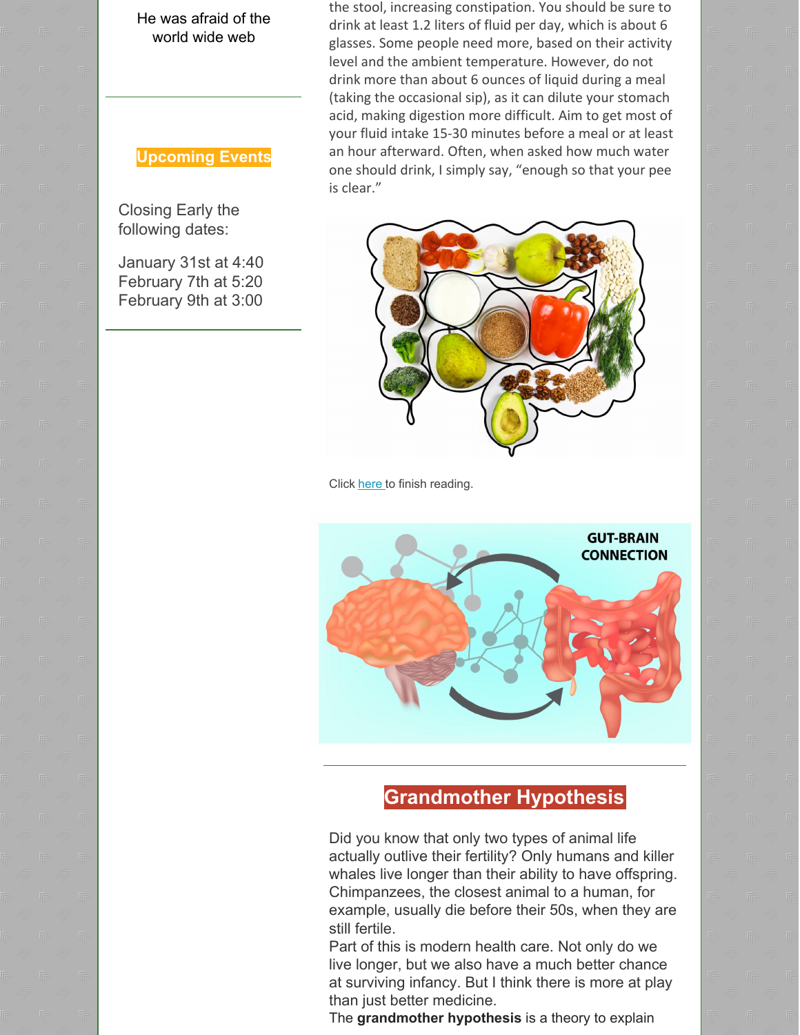He was afraid of the world wide web

## Upcoming Events

Closing Early the following dates:

January 31st at 4:40
February 7th at 5:20
February 9th at 3:00

the stool, increasing constipation. You should be sure to drink at least 1.2 liters of fluid per day, which is about 6 glasses. Some people need more, based on their activity level and the ambient temperature. However, do not drink more than about 6 ounces of liquid during a meal (taking the occasional sip), as it can dilute your stomach acid, making digestion more difficult. Aim to get most of your fluid intake 15-30 minutes before a meal or at least an hour afterward. Often, when asked how much water one should drink, I simply say, "enough so that your pee is clear."

Click here to finish reading.

GUT-BRAIN CONNECTION

## Grandmother Hypothesis

Did you know that only two types of animal life actually outlive their fertility? Only humans and killer whales live longer than their ability to have offspring. Chimpanzees, the closest animal to a human, for example, usually die before their 50s, when they are still fertile.

Part of this is modern health care. Not only do we live longer, but we also have a much better chance at surviving infancy. But I think there is more at play than just better medicine.

The **grandmother hypothesis** is a theory to explain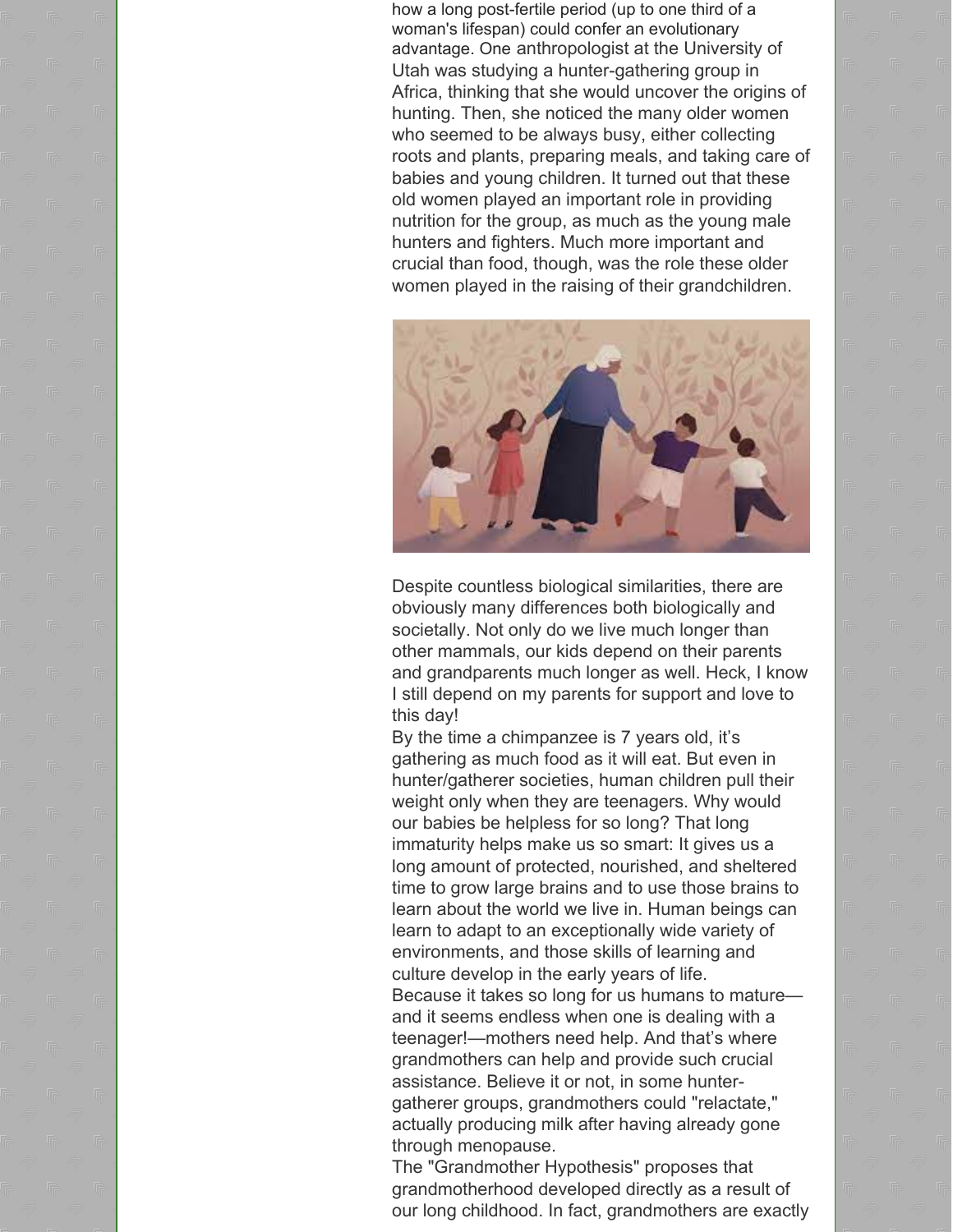how a long post-fertile period (up to one third of a woman's lifespan) could confer an evolutionary advantage. One anthropologist at the University of Utah was studying a hunter-gathering group in Africa, thinking that she would uncover the origins of hunting. Then, she noticed the many older women who seemed to be always busy, either collecting roots and plants, preparing meals, and taking care of babies and young children. It turned out that these old women played an important role in providing nutrition for the group, as much as the young male hunters and fighters. Much more important and crucial than food, though, was the role these older women played in the raising of their grandchildren.

Despite countless biological similarities, there are obviously many differences both biologically and societally. Not only do we live much longer than other mammals, our kids depend on their parents and grandparents much longer as well. Heck, I know I still depend on my parents for support and love to this day!

By the time a chimpanzee is 7 years old, it's gathering as much food as it will eat. But even in hunter/gatherer societies, human children pull their weight only when they are teenagers. Why would our babies be helpless for so long? That long immaturity helps make us so smart: It gives us a long amount of protected, nourished, and sheltered time to grow large brains and to use those brains to learn about the world we live in. Human beings can learn to adapt to an exceptionally wide variety of environments, and those skills of learning and culture develop in the early years of life.

Because it takes so long for us humans to mature—and it seems endless when one is dealing with a teenager!—mothers need help. And that's where grandmothers can help and provide such crucial assistance. Believe it or not, in some hunter-gatherer groups, grandmothers could "relactate," actually producing milk after having already gone through menopause.

The "Grandmother Hypothesis" proposes that grandmotherhood developed directly as a result of our long childhood. In fact, grandmothers are exactly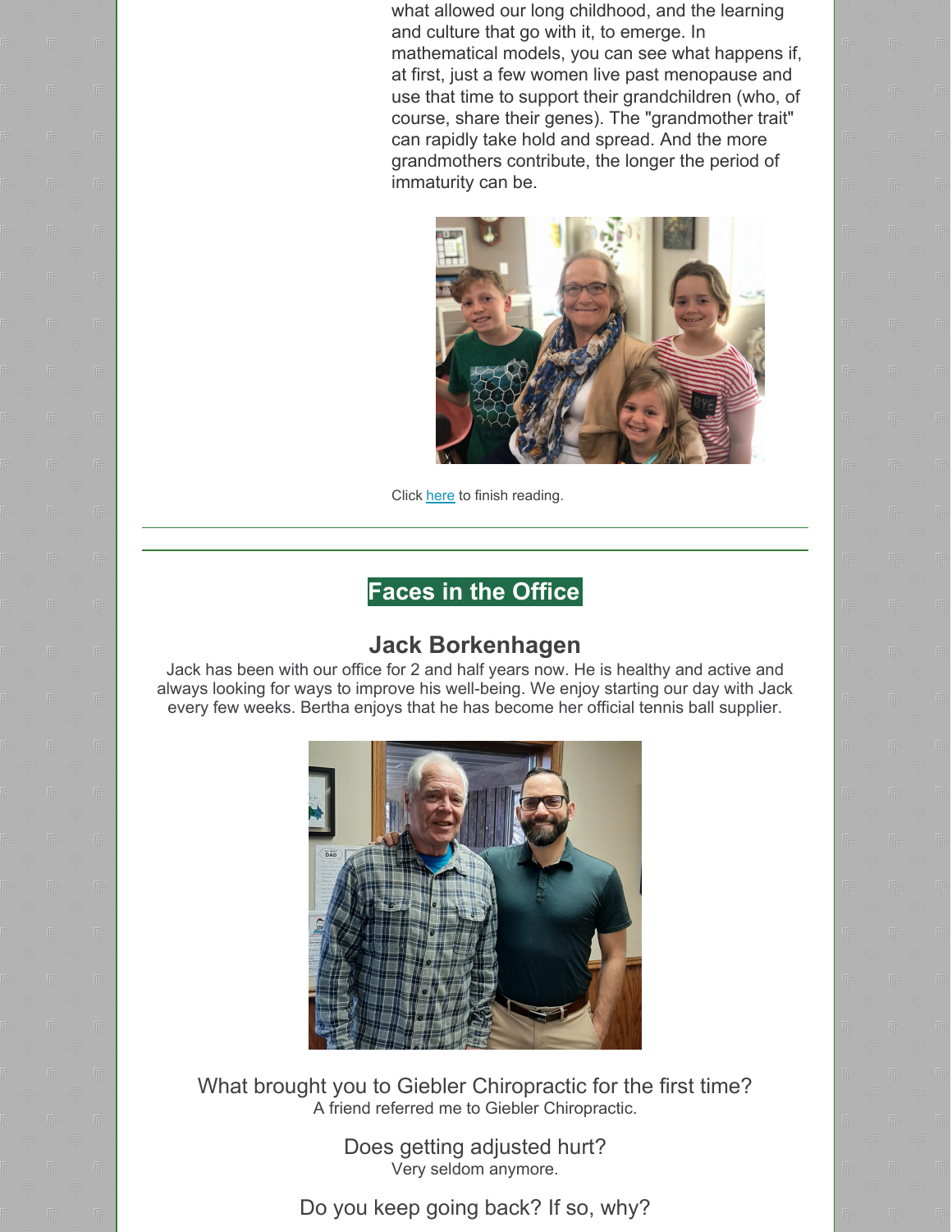what allowed our long childhood, and the learning and culture that go with it, to emerge. In mathematical models, you can see what happens if, at first, just a few women live past menopause and use that time to support their grandchildren (who, of course, share their genes). The "grandmother trait" can rapidly take hold and spread. And the more grandmothers contribute, the longer the period of immaturity can be.

Click here to finish reading.

---

## Faces in the Office

### Jack Borkenhagen

Jack has been with our office for 2 and half years now. He is healthy and active and always looking for ways to improve his well-being. We enjoy starting our day with Jack every few weeks. Bertha enjoys that he has become her official tennis ball supplier.

What brought you to Giebler Chiropractic for the first time?
A friend referred me to Giebler Chiropractic.

Does getting adjusted hurt?
Very seldom anymore.

Do you keep going back? If so, why?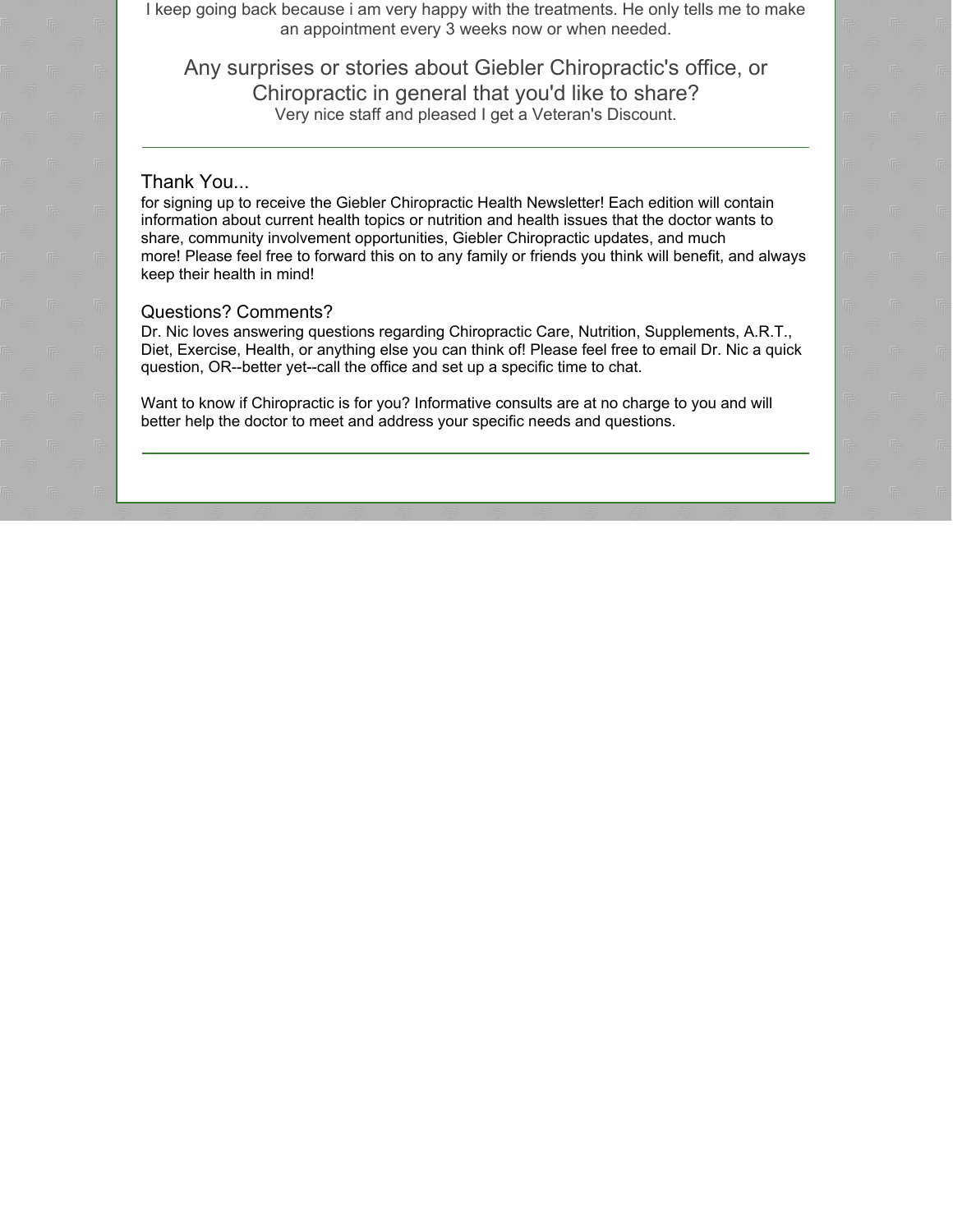I keep going back because i am very happy with the treatments. He only tells me to make an appointment every 3 weeks now or when needed.

## Any surprises or stories about Giebler Chiropractic's office, or Chiropractic in general that you'd like to share?

Very nice staff and pleased I get a Veteran's Discount.

---

### Thank You...

for signing up to receive the Giebler Chiropractic Health Newsletter! Each edition will contain information about current health topics or nutrition and health issues that the doctor wants to share, community involvement opportunities, Giebler Chiropractic updates, and much more! Please feel free to forward this on to any family or friends you think will benefit, and always keep their health in mind!

### Questions? Comments?

Dr. Nic loves answering questions regarding Chiropractic Care, Nutrition, Supplements, A.R.T., Diet, Exercise, Health, or anything else you can think of! Please feel free to email Dr. Nic a quick question, OR--better yet--call the office and set up a specific time to chat.

Want to know if Chiropractic is for you? Informative consults are at no charge to you and will better help the doctor to meet and address your specific needs and questions.